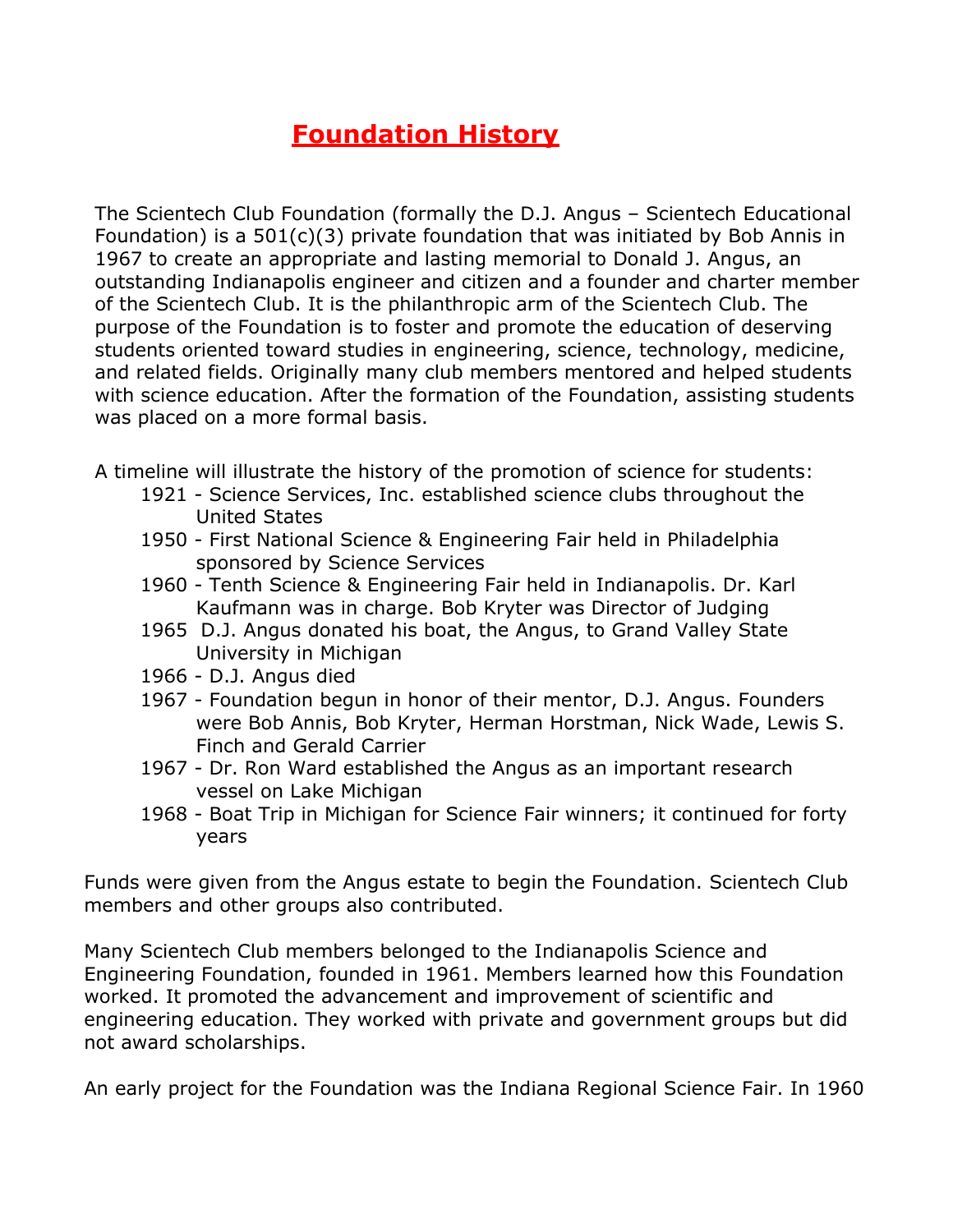# Foundation History

The Scientech Club Foundation (formally the D.J. Angus – Scientech Educational Foundation) is a 501(c)(3) private foundation that was initiated by Bob Annis in 1967 to create an appropriate and lasting memorial to Donald J. Angus, an outstanding Indianapolis engineer and citizen and a founder and charter member of the Scientech Club. It is the philanthropic arm of the Scientech Club. The purpose of the Foundation is to foster and promote the education of deserving students oriented toward studies in engineering, science, technology, medicine, and related fields. Originally many club members mentored and helped students with science education. After the formation of the Foundation, assisting students was placed on a more formal basis.

A timeline will illustrate the history of the promotion of science for students:

- 1921 - Science Services, Inc. established science clubs throughout the United States
- 1950 - First National Science & Engineering Fair held in Philadelphia sponsored by Science Services
- 1960 - Tenth Science & Engineering Fair held in Indianapolis. Dr. Karl Kaufmann was in charge. Bob Kryter was Director of Judging
- 1965 D.J. Angus donated his boat, the Angus, to Grand Valley State University in Michigan
- 1966 - D.J. Angus died
- 1967 - Foundation begun in honor of their mentor, D.J. Angus. Founders were Bob Annis, Bob Kryter, Herman Horstman, Nick Wade, Lewis S. Finch and Gerald Carrier
- 1967 - Dr. Ron Ward established the Angus as an important research vessel on Lake Michigan
- 1968 - Boat Trip in Michigan for Science Fair winners; it continued for forty years

Funds were given from the Angus estate to begin the Foundation. Scientech Club members and other groups also contributed.

Many Scientech Club members belonged to the Indianapolis Science and Engineering Foundation, founded in 1961. Members learned how this Foundation worked. It promoted the advancement and improvement of scientific and engineering education. They worked with private and government groups but did not award scholarships.

An early project for the Foundation was the Indiana Regional Science Fair. In 1960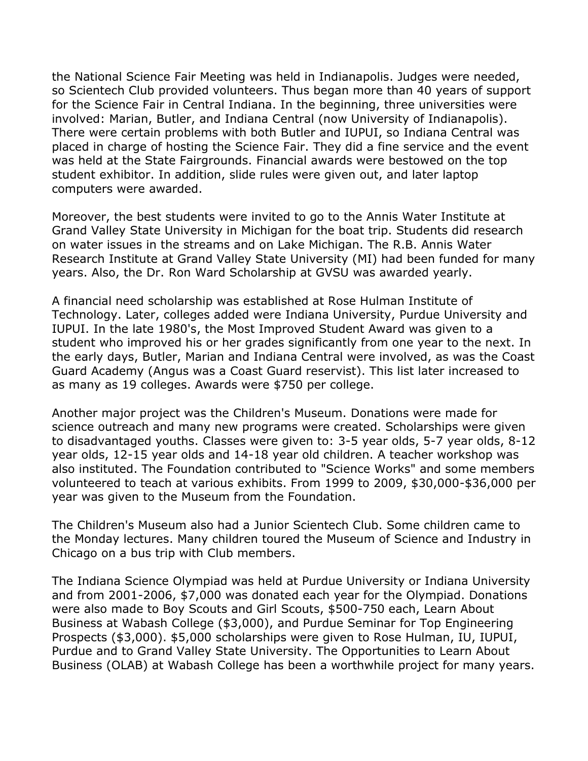the National Science Fair Meeting was held in Indianapolis. Judges were needed, so Scientech Club provided volunteers. Thus began more than 40 years of support for the Science Fair in Central Indiana. In the beginning, three universities were involved: Marian, Butler, and Indiana Central (now University of Indianapolis). There were certain problems with both Butler and IUPUI, so Indiana Central was placed in charge of hosting the Science Fair. They did a fine service and the event was held at the State Fairgrounds. Financial awards were bestowed on the top student exhibitor. In addition, slide rules were given out, and later laptop computers were awarded.

Moreover, the best students were invited to go to the Annis Water Institute at Grand Valley State University in Michigan for the boat trip. Students did research on water issues in the streams and on Lake Michigan. The R.B. Annis Water Research Institute at Grand Valley State University (MI) had been funded for many years. Also, the Dr. Ron Ward Scholarship at GVSU was awarded yearly.

A financial need scholarship was established at Rose Hulman Institute of Technology. Later, colleges added were Indiana University, Purdue University and IUPUI. In the late 1980's, the Most Improved Student Award was given to a student who improved his or her grades significantly from one year to the next. In the early days, Butler, Marian and Indiana Central were involved, as was the Coast Guard Academy (Angus was a Coast Guard reservist). This list later increased to as many as 19 colleges. Awards were $750 per college.

Another major project was the Children's Museum. Donations were made for science outreach and many new programs were created. Scholarships were given to disadvantaged youths. Classes were given to: 3-5 year olds, 5-7 year olds, 8-12 year olds, 12-15 year olds and 14-18 year old children. A teacher workshop was also instituted. The Foundation contributed to "Science Works" and some members volunteered to teach at various exhibits. From 1999 to 2009, $30,000-$36,000 per year was given to the Museum from the Foundation.

The Children's Museum also had a Junior Scientech Club. Some children came to the Monday lectures. Many children toured the Museum of Science and Industry in Chicago on a bus trip with Club members.

The Indiana Science Olympiad was held at Purdue University or Indiana University and from 2001-2006, $7,000 was donated each year for the Olympiad. Donations were also made to Boy Scouts and Girl Scouts, $500-750 each, Learn About Business at Wabash College ($3,000), and Purdue Seminar for Top Engineering Prospects ($3,000). $5,000 scholarships were given to Rose Hulman, IU, IUPUI, Purdue and to Grand Valley State University. The Opportunities to Learn About Business (OLAB) at Wabash College has been a worthwhile project for many years.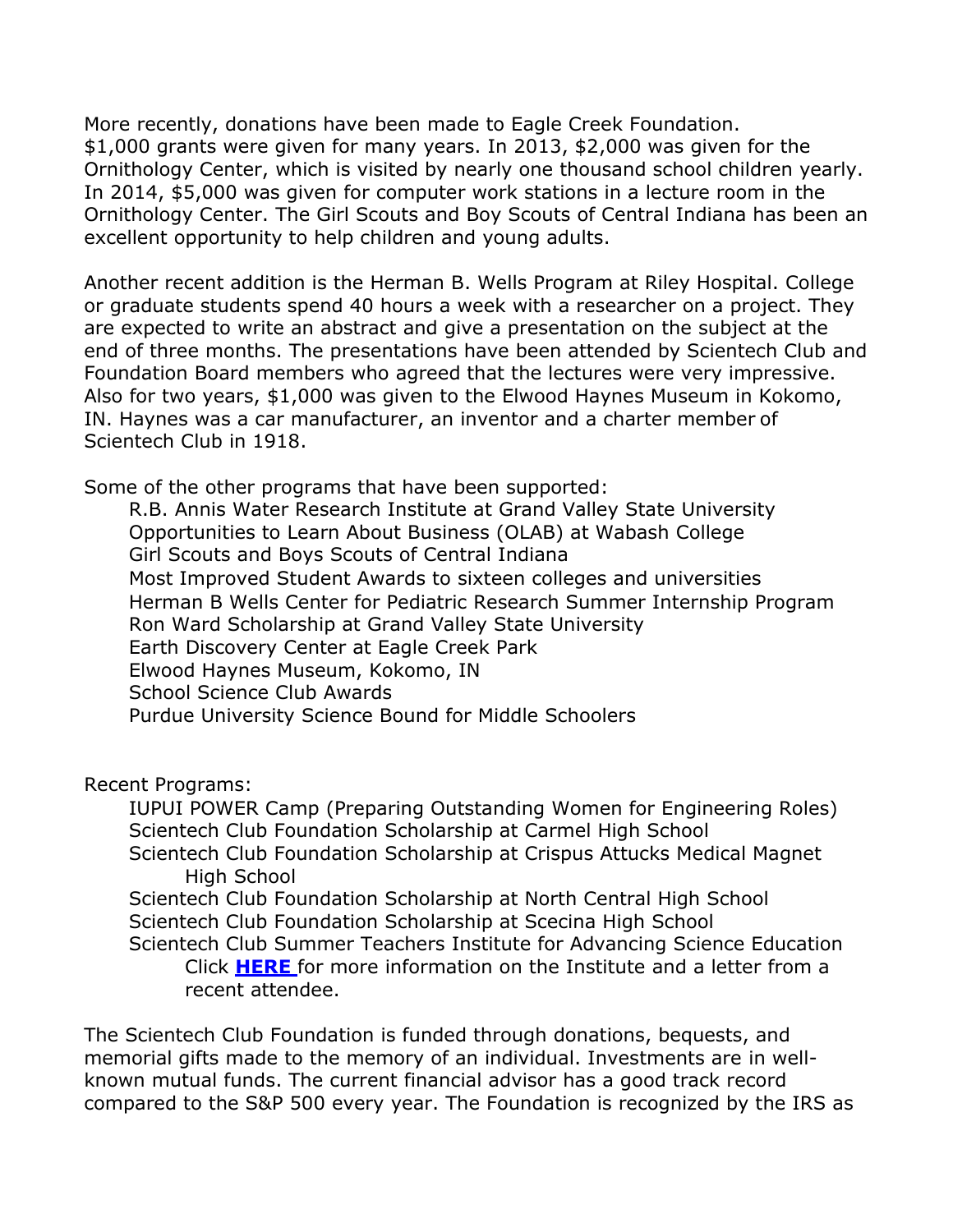More recently, donations have been made to Eagle Creek Foundation. $1,000 grants were given for many years. In 2013, $2,000 was given for the Ornithology Center, which is visited by nearly one thousand school children yearly. In 2014, $5,000 was given for computer work stations in a lecture room in the Ornithology Center. The Girl Scouts and Boy Scouts of Central Indiana has been an excellent opportunity to help children and young adults.

Another recent addition is the Herman B. Wells Program at Riley Hospital. College or graduate students spend 40 hours a week with a researcher on a project. They are expected to write an abstract and give a presentation on the subject at the end of three months. The presentations have been attended by Scientech Club and Foundation Board members who agreed that the lectures were very impressive. Also for two years, $1,000 was given to the Elwood Haynes Museum in Kokomo, IN. Haynes was a car manufacturer, an inventor and a charter member of Scientech Club in 1918.

Some of the other programs that have been supported:

- R.B. Annis Water Research Institute at Grand Valley State University
- Opportunities to Learn About Business (OLAB) at Wabash College
- Girl Scouts and Boys Scouts of Central Indiana
- Most Improved Student Awards to sixteen colleges and universities
- Herman B Wells Center for Pediatric Research Summer Internship Program
- Ron Ward Scholarship at Grand Valley State University
- Earth Discovery Center at Eagle Creek Park
- Elwood Haynes Museum, Kokomo, IN
- School Science Club Awards
- Purdue University Science Bound for Middle Schoolers

Recent Programs:

- IUPUI POWER Camp (Preparing Outstanding Women for Engineering Roles)
- Scientech Club Foundation Scholarship at Carmel High School
- Scientech Club Foundation Scholarship at Crispus Attucks Medical Magnet High School
- Scientech Club Foundation Scholarship at North Central High School
- Scientech Club Foundation Scholarship at Scecina High School
- Scientech Club Summer Teachers Institute for Advancing Science Education
  Click **HERE** for more information on the Institute and a letter from a recent attendee.

The Scientech Club Foundation is funded through donations, bequests, and memorial gifts made to the memory of an individual. Investments are in well-known mutual funds. The current financial advisor has a good track record compared to the S&P 500 every year. The Foundation is recognized by the IRS as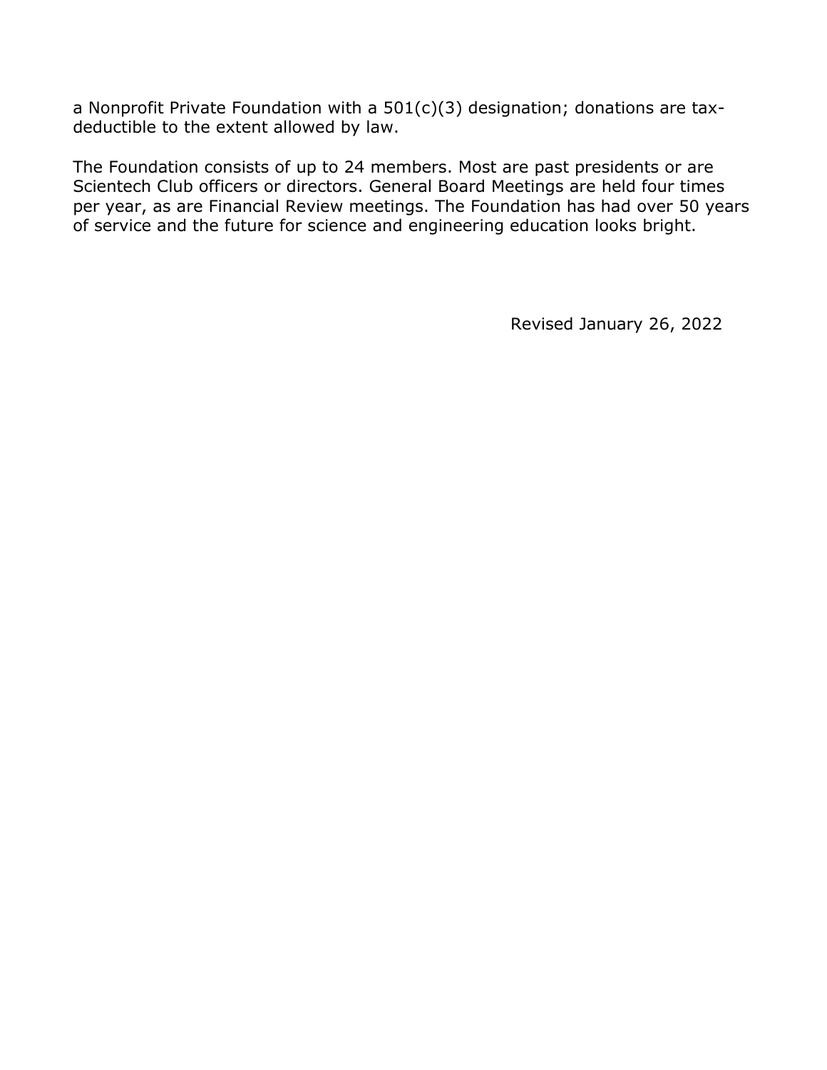a Nonprofit Private Foundation with a 501(c)(3) designation; donations are tax-deductible to the extent allowed by law.

The Foundation consists of up to 24 members. Most are past presidents or are Scientech Club officers or directors. General Board Meetings are held four times per year, as are Financial Review meetings. The Foundation has had over 50 years of service and the future for science and engineering education looks bright.

Revised January 26, 2022